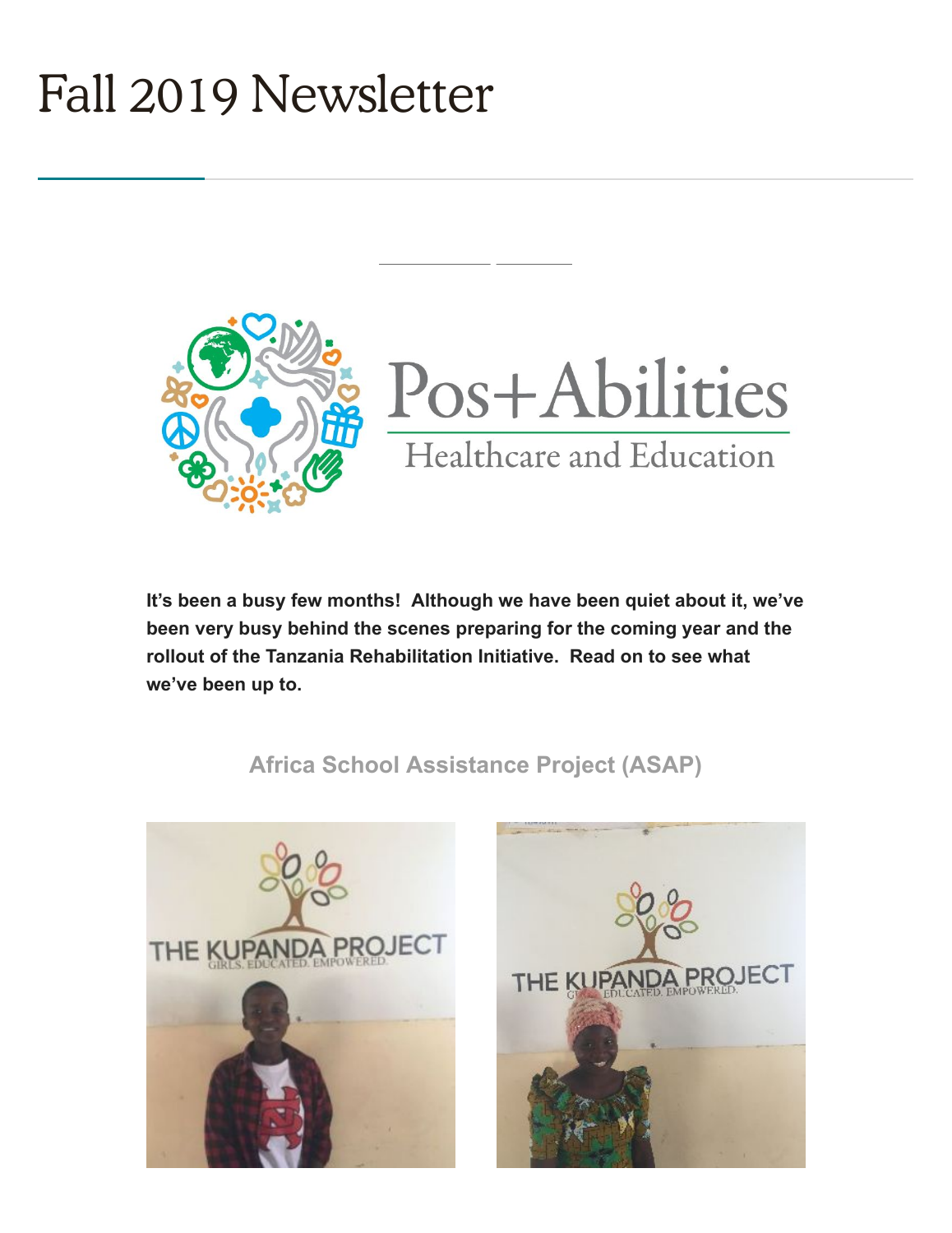# Fall 2019 Newsletter

Pos+Abilities

Healthcare and Education

**It's been a busy few months! Although we have been quiet about it, we've been very busy behind the scenes preparing for the coming year and the rollout of the Tanzania Rehabilitation Initiative. Read on to see what we've been up to.**

## Africa School Assistance Project (ASAP)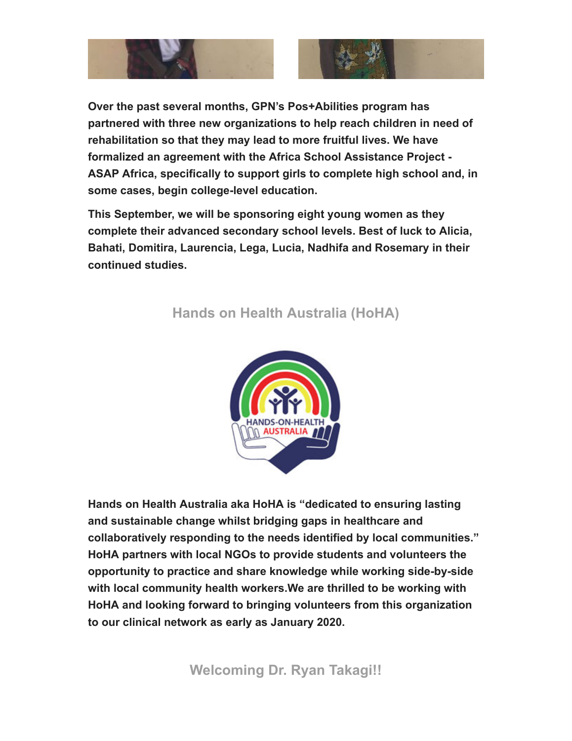**Over the past several months, GPN's Pos+Abilities program has partnered with three new organizations to help reach children in need of rehabilitation so that they may lead to more fruitful lives. We have formalized an agreement with the Africa School Assistance Project - ASAP Africa, specifically to support girls to complete high school and, in some cases, begin college-level education.**

**This September, we will be sponsoring eight young women as they complete their advanced secondary school levels. Best of luck to Alicia, Bahati, Domitira, Laurencia, Lega, Lucia, Nadhifa and Rosemary in their continued studies.**

## Hands on Health Australia (HoHA)

**Hands on Health Australia aka HoHA is "dedicated to ensuring lasting and sustainable change whilst bridging gaps in healthcare and collaboratively responding to the needs identified by local communities." HoHA partners with local NGOs to provide students and volunteers the opportunity to practice and share knowledge while working side-by-side with local community health workers.We are thrilled to be working with HoHA and looking forward to bringing volunteers from this organization to our clinical network as early as January 2020.**

## Welcoming Dr. Ryan Takagi!!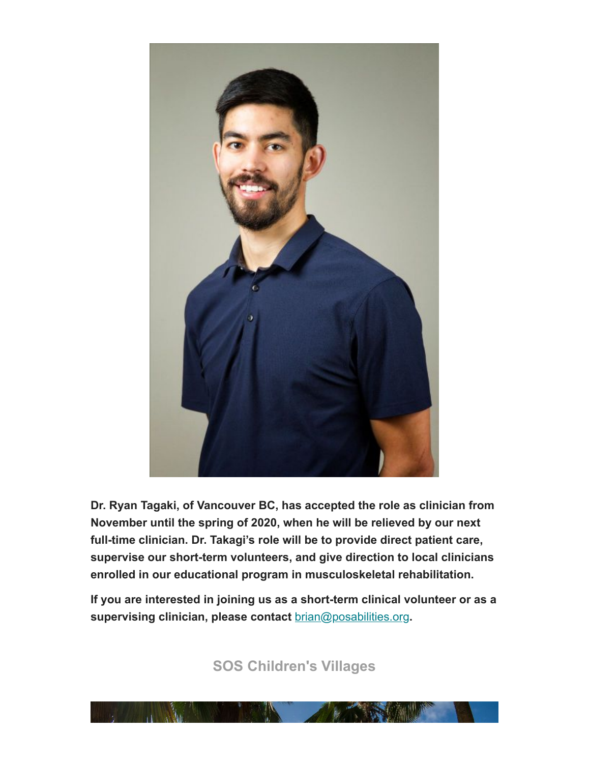**Dr. Ryan Tagaki, of Vancouver BC, has accepted the role as clinician from November until the spring of 2020, when he will be relieved by our next full-time clinician. Dr. Takagi's role will be to provide direct patient care, supervise our short-term volunteers, and give direction to local clinicians enrolled in our educational program in musculoskeletal rehabilitation.**

**If you are interested in joining us as a short-term clinical volunteer or as a supervising clinician, please contact** brian@posabilities.org**.**

## SOS Children's Villages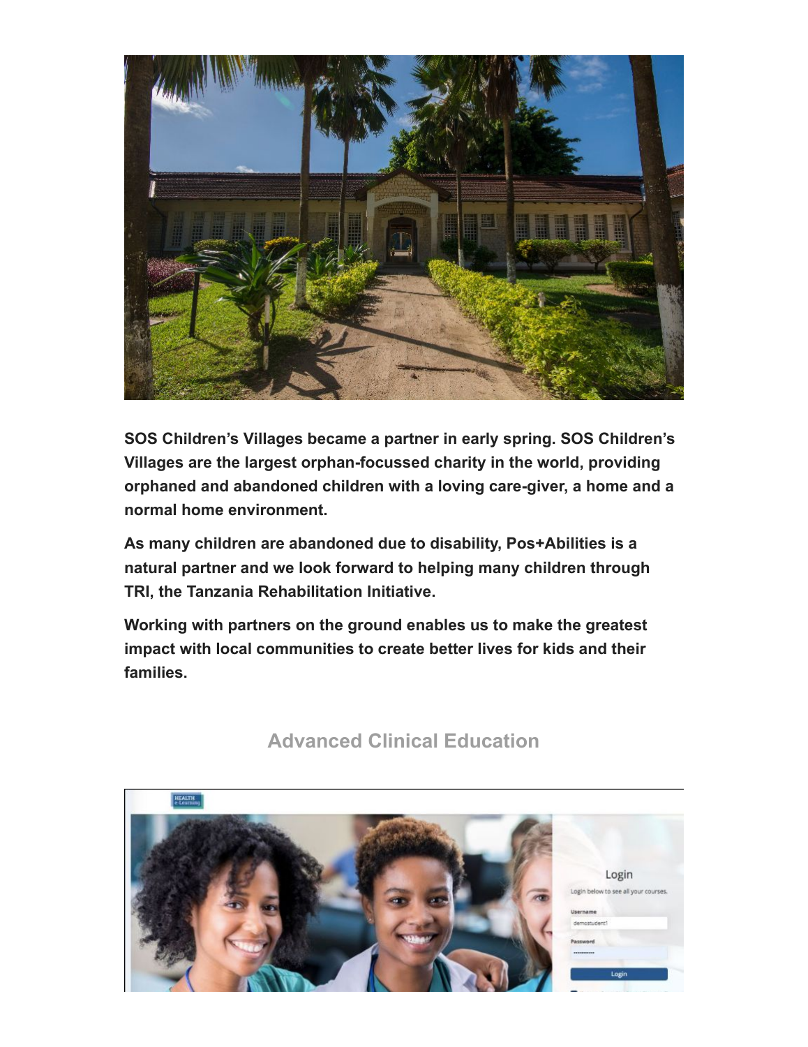**SOS Children's Villages became a partner in early spring. SOS Children's Villages are the largest orphan-focussed charity in the world, providing orphaned and abandoned children with a loving care-giver, a home and a normal home environment.**

**As many children are abandoned due to disability, Pos+Abilities is a natural partner and we look forward to helping many children through TRI, the Tanzania Rehabilitation Initiative.**

**Working with partners on the ground enables us to make the greatest impact with local communities to create better lives for kids and their families.**

## Advanced Clinical Education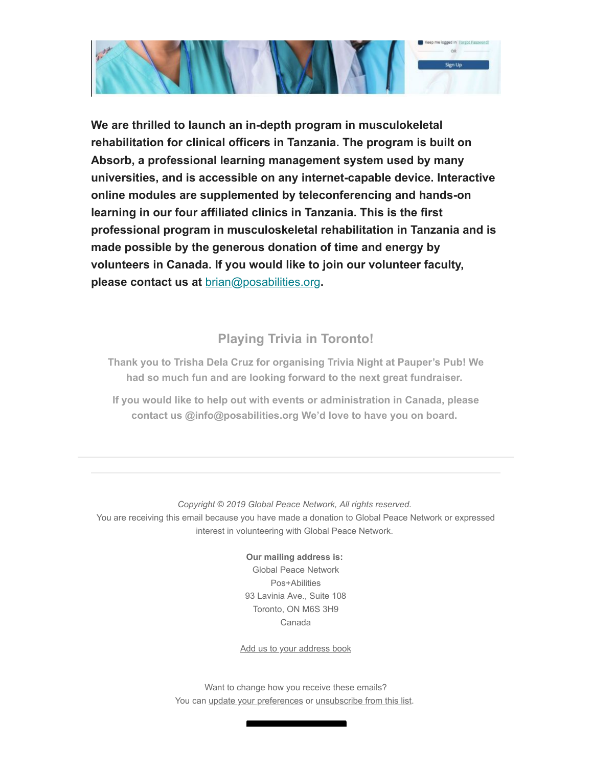**We are thrilled to launch an in-depth program in musculokeletal rehabilitation for clinical officers in Tanzania. The program is built on Absorb, a professional learning management system used by many universities, and is accessible on any internet-capable device. Interactive online modules are supplemented by teleconferencing and hands-on learning in our four affiliated clinics in Tanzania. This is the first professional program in musculoskeletal rehabilitation in Tanzania and is made possible by the generous donation of time and energy by volunteers in Canada. If you would like to join our volunteer faculty, please contact us at brian@posabilities.org.**

## Playing Trivia in Toronto!

**Thank you to Trisha Dela Cruz for organising Trivia Night at Pauper's Pub! We had so much fun and are looking forward to the next great fundraiser.**

**If you would like to help out with events or administration in Canada, please contact us @info@posabilities.org We'd love to have you on board.**

---

*Copyright © 2019 Global Peace Network, All rights reserved.*
You are receiving this email because you have made a donation to Global Peace Network or expressed interest in volunteering with Global Peace Network.

**Our mailing address is:**
Global Peace Network
Pos+Abilities
93 Lavinia Ave., Suite 108
Toronto, ON M6S 3H9
Canada

Add us to your address book

Want to change how you receive these emails?
You can update your preferences or unsubscribe from this list.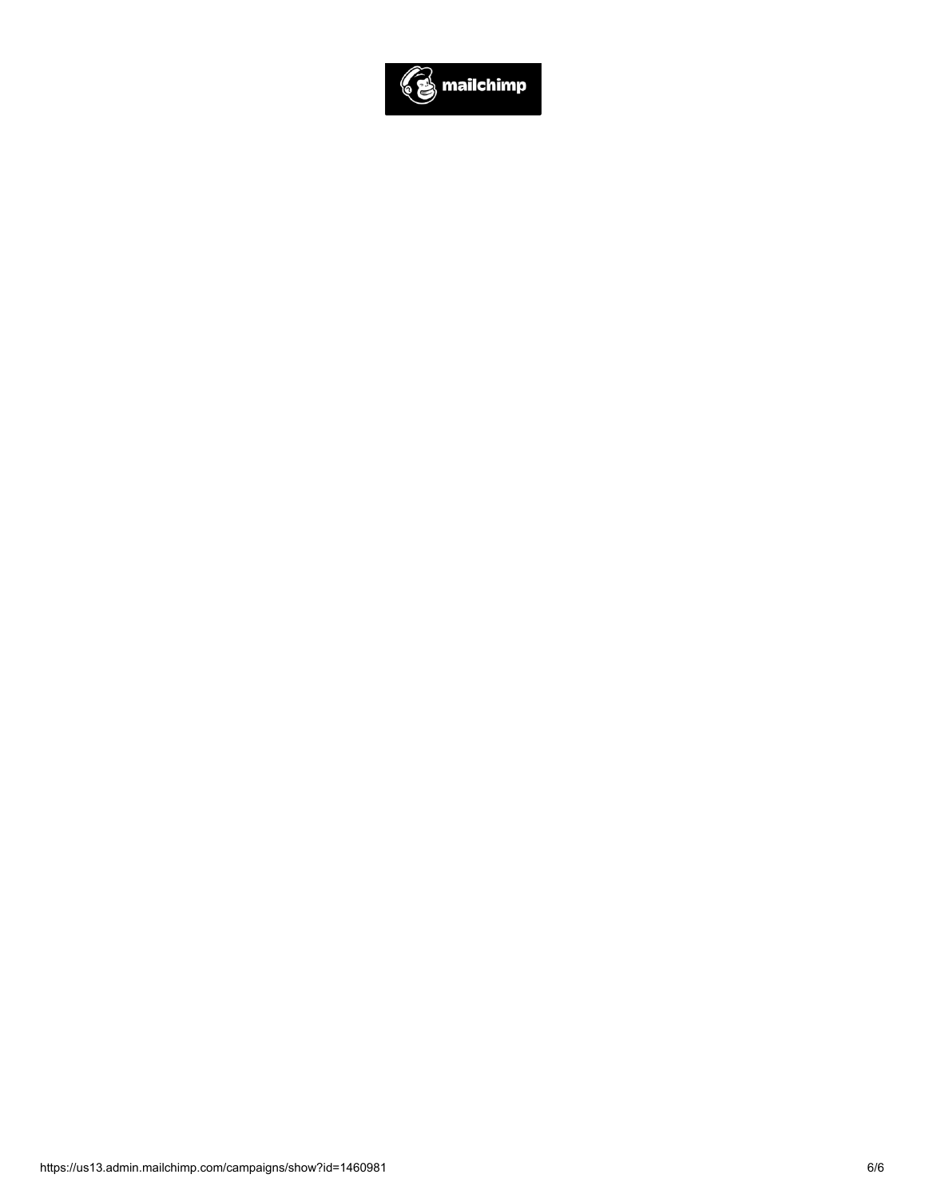mailchimp